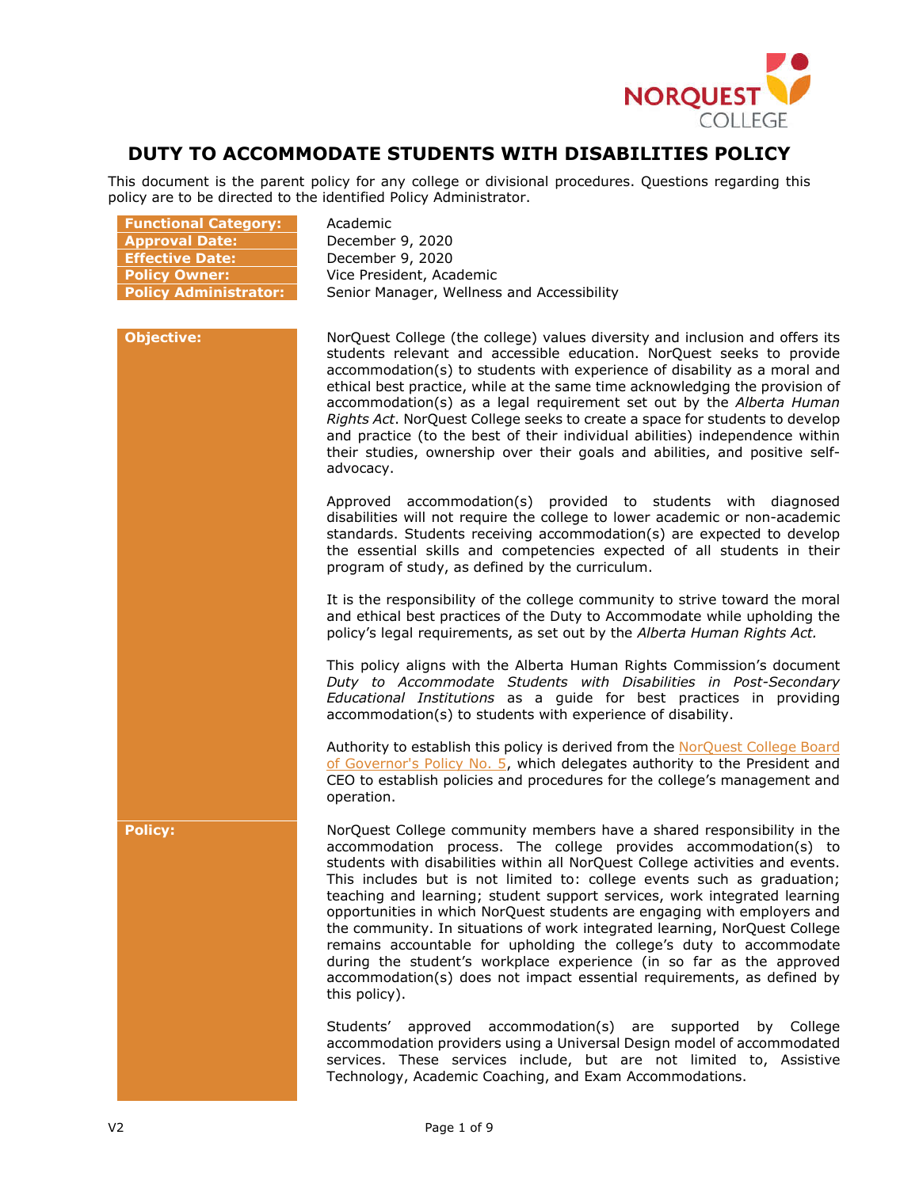# DUTY TO ACCOMMODATE STUDENTS WITH DISABILITIES POLICY

This document is the parent policy for any college or divisional procedures. Questions regarding this policy are to be directed to the identified Policy Administrator.

| | |
|---|---|
| **Functional Category:** | Academic |
| **Approval Date:** | December 9, 2020 |
| **Effective Date:** | December 9, 2020 |
| **Policy Owner:** | Vice President, Academic |
| **Policy Administrator:** | Senior Manager, Wellness and Accessibility |

## Objective:

NorQuest College (the college) values diversity and inclusion and offers its students relevant and accessible education. NorQuest seeks to provide accommodation(s) to students with experience of disability as a moral and ethical best practice, while at the same time acknowledging the provision of accommodation(s) as a legal requirement set out by the *Alberta Human Rights Act*. NorQuest College seeks to create a space for students to develop and practice (to the best of their individual abilities) independence within their studies, ownership over their goals and abilities, and positive self-advocacy.

Approved accommodation(s) provided to students with diagnosed disabilities will not require the college to lower academic or non-academic standards. Students receiving accommodation(s) are expected to develop the essential skills and competencies expected of all students in their program of study, as defined by the curriculum.

It is the responsibility of the college community to strive toward the moral and ethical best practices of the Duty to Accommodate while upholding the policy's legal requirements, as set out by the *Alberta Human Rights Act.*

This policy aligns with the Alberta Human Rights Commission's document *Duty to Accommodate Students with Disabilities in Post-Secondary Educational Institutions* as a guide for best practices in providing accommodation(s) to students with experience of disability.

Authority to establish this policy is derived from the NorQuest College Board of Governor's Policy No. 5, which delegates authority to the President and CEO to establish policies and procedures for the college's management and operation.

## Policy:

NorQuest College community members have a shared responsibility in the accommodation process. The college provides accommodation(s) to students with disabilities within all NorQuest College activities and events. This includes but is not limited to: college events such as graduation; teaching and learning; student support services, work integrated learning opportunities in which NorQuest students are engaging with employers and the community. In situations of work integrated learning, NorQuest College remains accountable for upholding the college's duty to accommodate during the student's workplace experience (in so far as the approved accommodation(s) does not impact essential requirements, as defined by this policy).

Students' approved accommodation(s) are supported by College accommodation providers using a Universal Design model of accommodated services. These services include, but are not limited to, Assistive Technology, Academic Coaching, and Exam Accommodations.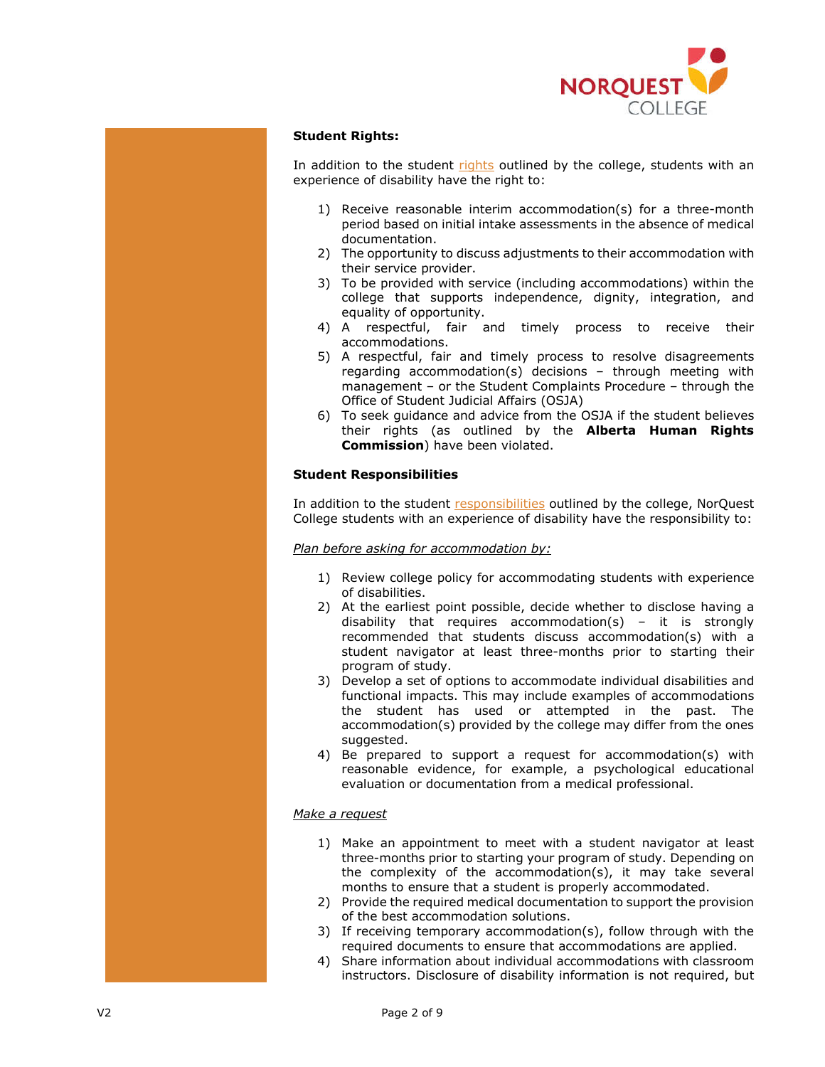**Student Rights:**

In addition to the student rights outlined by the college, students with an experience of disability have the right to:

1) Receive reasonable interim accommodation(s) for a three-month period based on initial intake assessments in the absence of medical documentation.
2) The opportunity to discuss adjustments to their accommodation with their service provider.
3) To be provided with service (including accommodations) within the college that supports independence, dignity, integration, and equality of opportunity.
4) A respectful, fair and timely process to receive their accommodations.
5) A respectful, fair and timely process to resolve disagreements regarding accommodation(s) decisions – through meeting with management – or the Student Complaints Procedure – through the Office of Student Judicial Affairs (OSJA)
6) To seek guidance and advice from the OSJA if the student believes their rights (as outlined by the **Alberta Human Rights Commission**) have been violated.

**Student Responsibilities**

In addition to the student responsibilities outlined by the college, NorQuest College students with an experience of disability have the responsibility to:

*Plan before asking for accommodation by:*

1) Review college policy for accommodating students with experience of disabilities.
2) At the earliest point possible, decide whether to disclose having a disability that requires accommodation(s) – it is strongly recommended that students discuss accommodation(s) with a student navigator at least three-months prior to starting their program of study.
3) Develop a set of options to accommodate individual disabilities and functional impacts. This may include examples of accommodations the student has used or attempted in the past. The accommodation(s) provided by the college may differ from the ones suggested.
4) Be prepared to support a request for accommodation(s) with reasonable evidence, for example, a psychological educational evaluation or documentation from a medical professional.

*Make a request*

1) Make an appointment to meet with a student navigator at least three-months prior to starting your program of study. Depending on the complexity of the accommodation(s), it may take several months to ensure that a student is properly accommodated.
2) Provide the required medical documentation to support the provision of the best accommodation solutions.
3) If receiving temporary accommodation(s), follow through with the required documents to ensure that accommodations are applied.
4) Share information about individual accommodations with classroom instructors. Disclosure of disability information is not required, but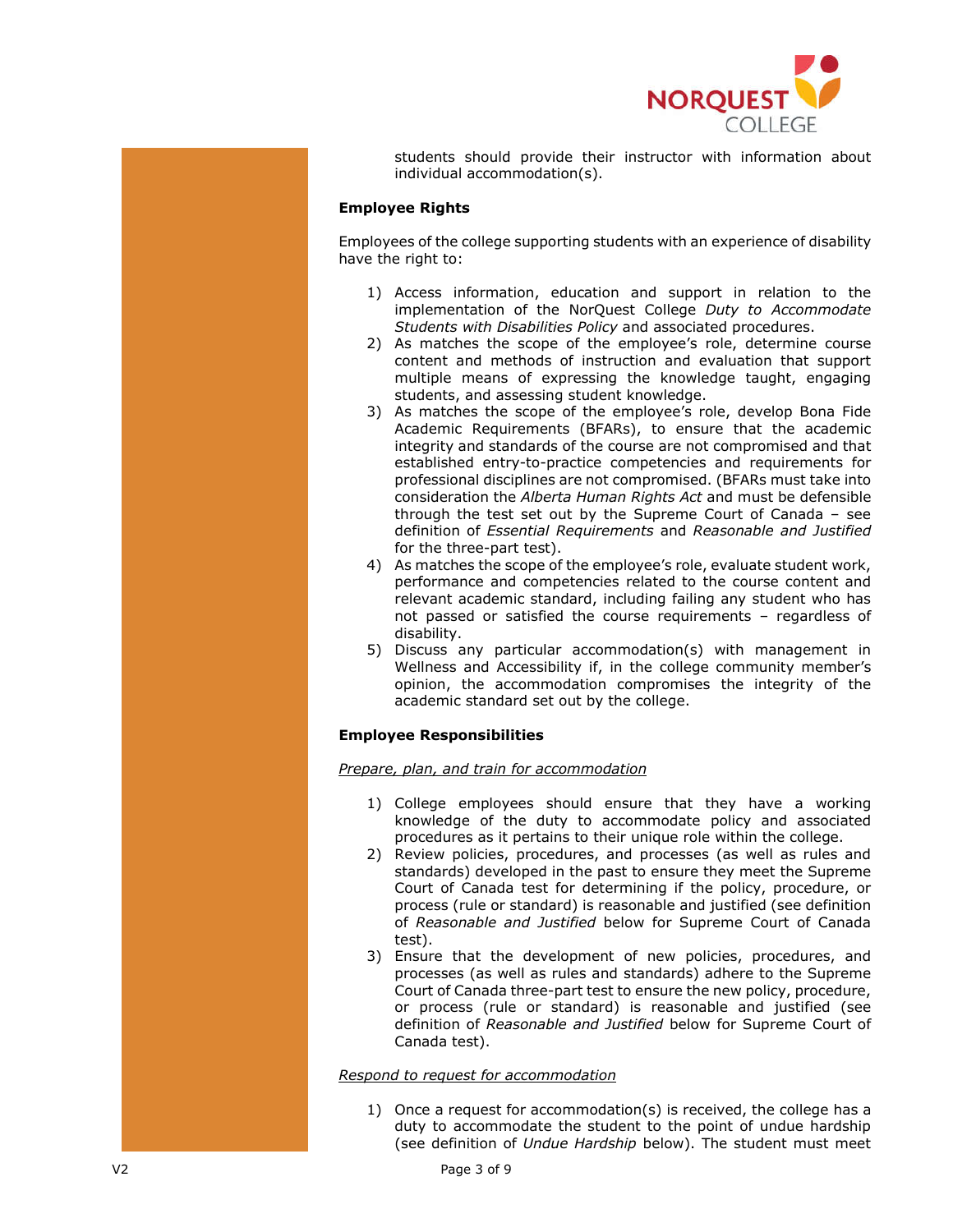students should provide their instructor with information about individual accommodation(s).

**Employee Rights**

Employees of the college supporting students with an experience of disability have the right to:

1) Access information, education and support in relation to the implementation of the NorQuest College *Duty to Accommodate Students with Disabilities Policy* and associated procedures.
2) As matches the scope of the employee's role, determine course content and methods of instruction and evaluation that support multiple means of expressing the knowledge taught, engaging students, and assessing student knowledge.
3) As matches the scope of the employee's role, develop Bona Fide Academic Requirements (BFARs), to ensure that the academic integrity and standards of the course are not compromised and that established entry-to-practice competencies and requirements for professional disciplines are not compromised. (BFARs must take into consideration the *Alberta Human Rights Act* and must be defensible through the test set out by the Supreme Court of Canada – see definition of *Essential Requirements* and *Reasonable and Justified* for the three-part test).
4) As matches the scope of the employee's role, evaluate student work, performance and competencies related to the course content and relevant academic standard, including failing any student who has not passed or satisfied the course requirements – regardless of disability.
5) Discuss any particular accommodation(s) with management in Wellness and Accessibility if, in the college community member's opinion, the accommodation compromises the integrity of the academic standard set out by the college.

**Employee Responsibilities**

*Prepare, plan, and train for accommodation*

1) College employees should ensure that they have a working knowledge of the duty to accommodate policy and associated procedures as it pertains to their unique role within the college.
2) Review policies, procedures, and processes (as well as rules and standards) developed in the past to ensure they meet the Supreme Court of Canada test for determining if the policy, procedure, or process (rule or standard) is reasonable and justified (see definition of *Reasonable and Justified* below for Supreme Court of Canada test).
3) Ensure that the development of new policies, procedures, and processes (as well as rules and standards) adhere to the Supreme Court of Canada three-part test to ensure the new policy, procedure, or process (rule or standard) is reasonable and justified (see definition of *Reasonable and Justified* below for Supreme Court of Canada test).

*Respond to request for accommodation*

1) Once a request for accommodation(s) is received, the college has a duty to accommodate the student to the point of undue hardship (see definition of *Undue Hardship* below). The student must meet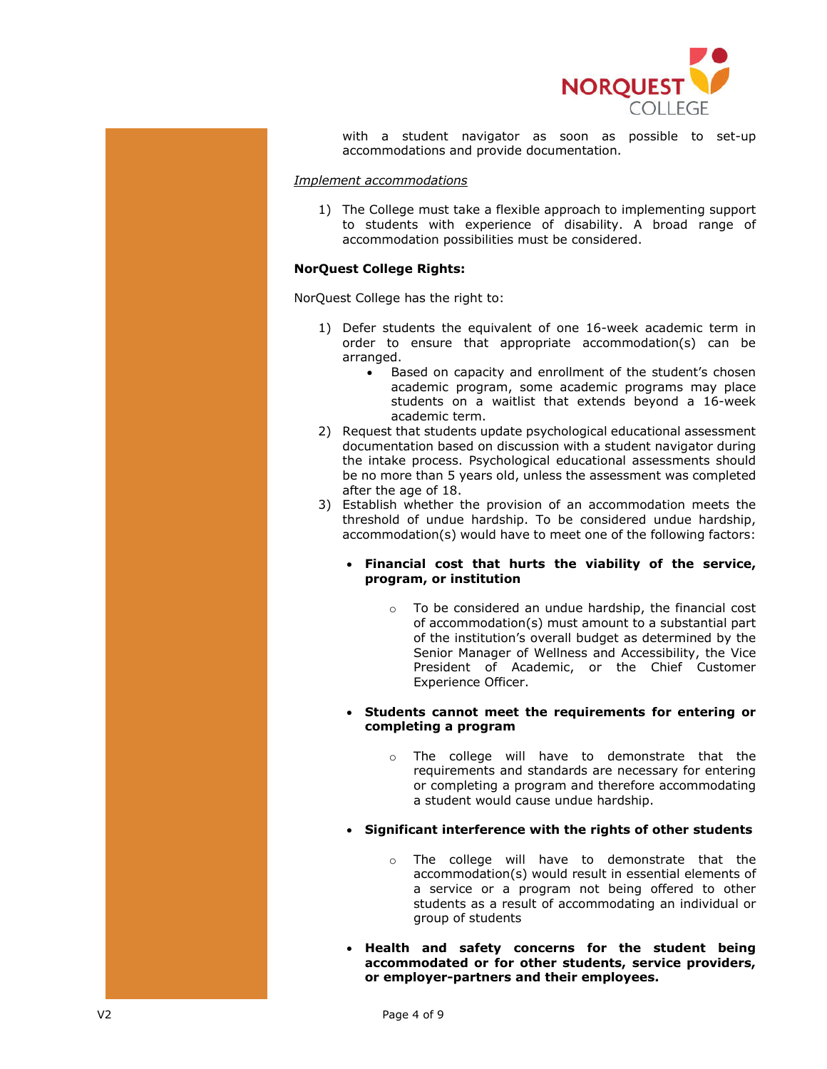with a student navigator as soon as possible to set-up accommodations and provide documentation.

*Implement accommodations*

1) The College must take a flexible approach to implementing support to students with experience of disability. A broad range of accommodation possibilities must be considered.

**NorQuest College Rights:**

NorQuest College has the right to:

1) Defer students the equivalent of one 16-week academic term in order to ensure that appropriate accommodation(s) can be arranged.
   - Based on capacity and enrollment of the student's chosen academic program, some academic programs may place students on a waitlist that extends beyond a 16-week academic term.
2) Request that students update psychological educational assessment documentation based on discussion with a student navigator during the intake process. Psychological educational assessments should be no more than 5 years old, unless the assessment was completed after the age of 18.
3) Establish whether the provision of an accommodation meets the threshold of undue hardship. To be considered undue hardship, accommodation(s) would have to meet one of the following factors:

   - **Financial cost that hurts the viability of the service, program, or institution**
     - To be considered an undue hardship, the financial cost of accommodation(s) must amount to a substantial part of the institution's overall budget as determined by the Senior Manager of Wellness and Accessibility, the Vice President of Academic, or the Chief Customer Experience Officer.

   - **Students cannot meet the requirements for entering or completing a program**
     - The college will have to demonstrate that the requirements and standards are necessary for entering or completing a program and therefore accommodating a student would cause undue hardship.

   - **Significant interference with the rights of other students**
     - The college will have to demonstrate that the accommodation(s) would result in essential elements of a service or a program not being offered to other students as a result of accommodating an individual or group of students

   - **Health and safety concerns for the student being accommodated or for other students, service providers, or employer-partners and their employees.**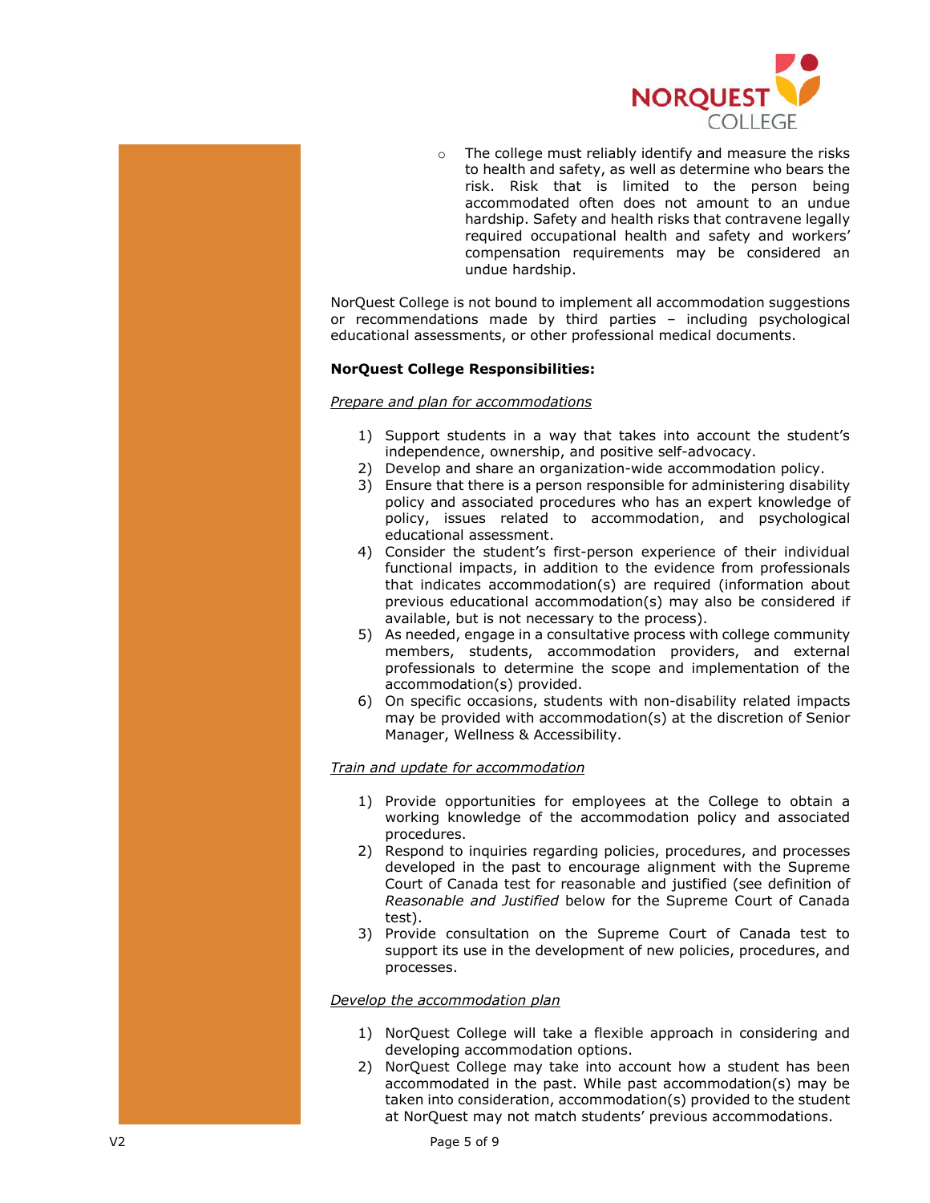- The college must reliably identify and measure the risks to health and safety, as well as determine who bears the risk. Risk that is limited to the person being accommodated often does not amount to an undue hardship. Safety and health risks that contravene legally required occupational health and safety and workers' compensation requirements may be considered an undue hardship.

NorQuest College is not bound to implement all accommodation suggestions or recommendations made by third parties – including psychological educational assessments, or other professional medical documents.

**NorQuest College Responsibilities:**

*Prepare and plan for accommodations*

1) Support students in a way that takes into account the student's independence, ownership, and positive self-advocacy.
2) Develop and share an organization-wide accommodation policy.
3) Ensure that there is a person responsible for administering disability policy and associated procedures who has an expert knowledge of policy, issues related to accommodation, and psychological educational assessment.
4) Consider the student's first-person experience of their individual functional impacts, in addition to the evidence from professionals that indicates accommodation(s) are required (information about previous educational accommodation(s) may also be considered if available, but is not necessary to the process).
5) As needed, engage in a consultative process with college community members, students, accommodation providers, and external professionals to determine the scope and implementation of the accommodation(s) provided.
6) On specific occasions, students with non-disability related impacts may be provided with accommodation(s) at the discretion of Senior Manager, Wellness & Accessibility.

*Train and update for accommodation*

1) Provide opportunities for employees at the College to obtain a working knowledge of the accommodation policy and associated procedures.
2) Respond to inquiries regarding policies, procedures, and processes developed in the past to encourage alignment with the Supreme Court of Canada test for reasonable and justified (see definition of *Reasonable and Justified* below for the Supreme Court of Canada test).
3) Provide consultation on the Supreme Court of Canada test to support its use in the development of new policies, procedures, and processes.

*Develop the accommodation plan*

1) NorQuest College will take a flexible approach in considering and developing accommodation options.
2) NorQuest College may take into account how a student has been accommodated in the past. While past accommodation(s) may be taken into consideration, accommodation(s) provided to the student at NorQuest may not match students' previous accommodations.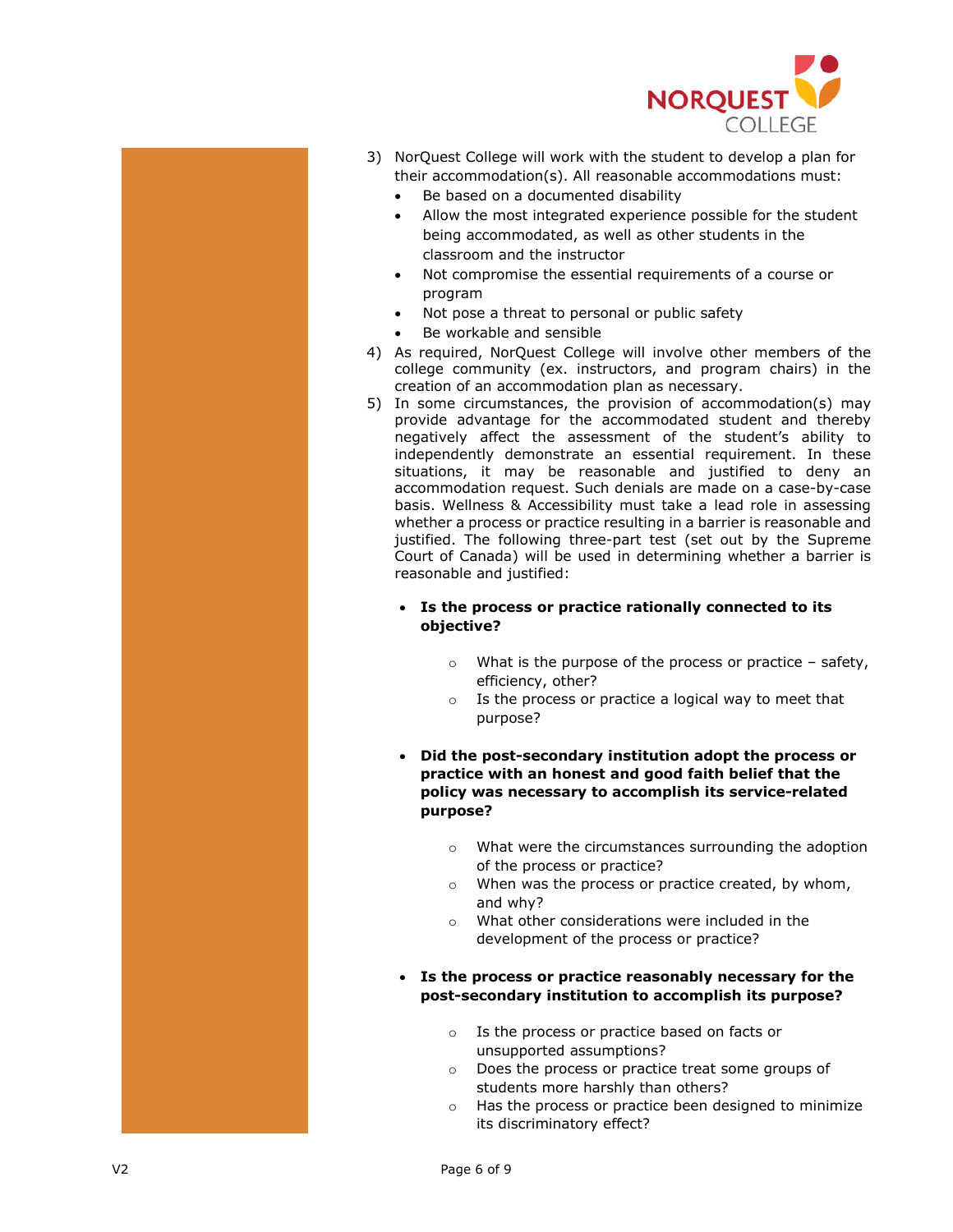3) NorQuest College will work with the student to develop a plan for their accommodation(s). All reasonable accommodations must:
   - Be based on a documented disability
   - Allow the most integrated experience possible for the student being accommodated, as well as other students in the classroom and the instructor
   - Not compromise the essential requirements of a course or program
   - Not pose a threat to personal or public safety
   - Be workable and sensible
4) As required, NorQuest College will involve other members of the college community (ex. instructors, and program chairs) in the creation of an accommodation plan as necessary.
5) In some circumstances, the provision of accommodation(s) may provide advantage for the accommodated student and thereby negatively affect the assessment of the student's ability to independently demonstrate an essential requirement. In these situations, it may be reasonable and justified to deny an accommodation request. Such denials are made on a case-by-case basis. Wellness & Accessibility must take a lead role in assessing whether a process or practice resulting in a barrier is reasonable and justified. The following three-part test (set out by the Supreme Court of Canada) will be used in determining whether a barrier is reasonable and justified:

   - **Is the process or practice rationally connected to its objective?**
     - What is the purpose of the process or practice – safety, efficiency, other?
     - Is the process or practice a logical way to meet that purpose?

   - **Did the post-secondary institution adopt the process or practice with an honest and good faith belief that the policy was necessary to accomplish its service-related purpose?**
     - What were the circumstances surrounding the adoption of the process or practice?
     - When was the process or practice created, by whom, and why?
     - What other considerations were included in the development of the process or practice?

   - **Is the process or practice reasonably necessary for the post-secondary institution to accomplish its purpose?**
     - Is the process or practice based on facts or unsupported assumptions?
     - Does the process or practice treat some groups of students more harshly than others?
     - Has the process or practice been designed to minimize its discriminatory effect?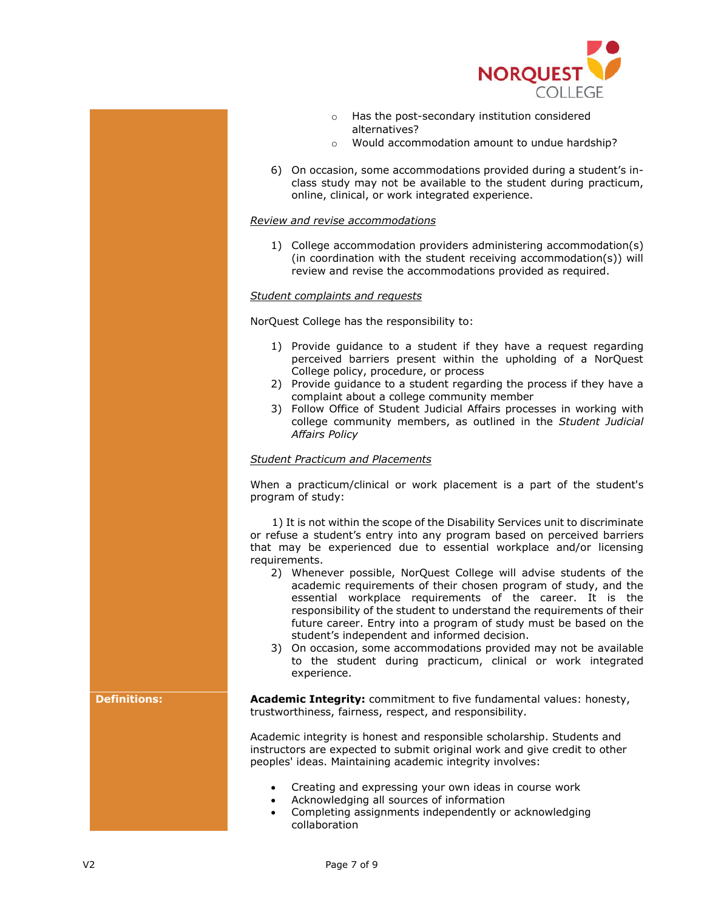- Has the post-secondary institution considered alternatives?
- Would accommodation amount to undue hardship?

6) On occasion, some accommodations provided during a student's in-class study may not be available to the student during practicum, online, clinical, or work integrated experience.

*Review and revise accommodations*

1) College accommodation providers administering accommodation(s) (in coordination with the student receiving accommodation(s)) will review and revise the accommodations provided as required.

*Student complaints and requests*

NorQuest College has the responsibility to:

1) Provide guidance to a student if they have a request regarding perceived barriers present within the upholding of a NorQuest College policy, procedure, or process
2) Provide guidance to a student regarding the process if they have a complaint about a college community member
3) Follow Office of Student Judicial Affairs processes in working with college community members, as outlined in the *Student Judicial Affairs Policy*

*Student Practicum and Placements*

When a practicum/clinical or work placement is a part of the student's program of study:

1) It is not within the scope of the Disability Services unit to discriminate or refuse a student's entry into any program based on perceived barriers that may be experienced due to essential workplace and/or licensing requirements.
2) Whenever possible, NorQuest College will advise students of the academic requirements of their chosen program of study, and the essential workplace requirements of the career. It is the responsibility of the student to understand the requirements of their future career. Entry into a program of study must be based on the student's independent and informed decision.
3) On occasion, some accommodations provided may not be available to the student during practicum, clinical or work integrated experience.

**Definitions:**

**Academic Integrity:** commitment to five fundamental values: honesty, trustworthiness, fairness, respect, and responsibility.

Academic integrity is honest and responsible scholarship. Students and instructors are expected to submit original work and give credit to other peoples' ideas. Maintaining academic integrity involves:

- Creating and expressing your own ideas in course work
- Acknowledging all sources of information
- Completing assignments independently or acknowledging collaboration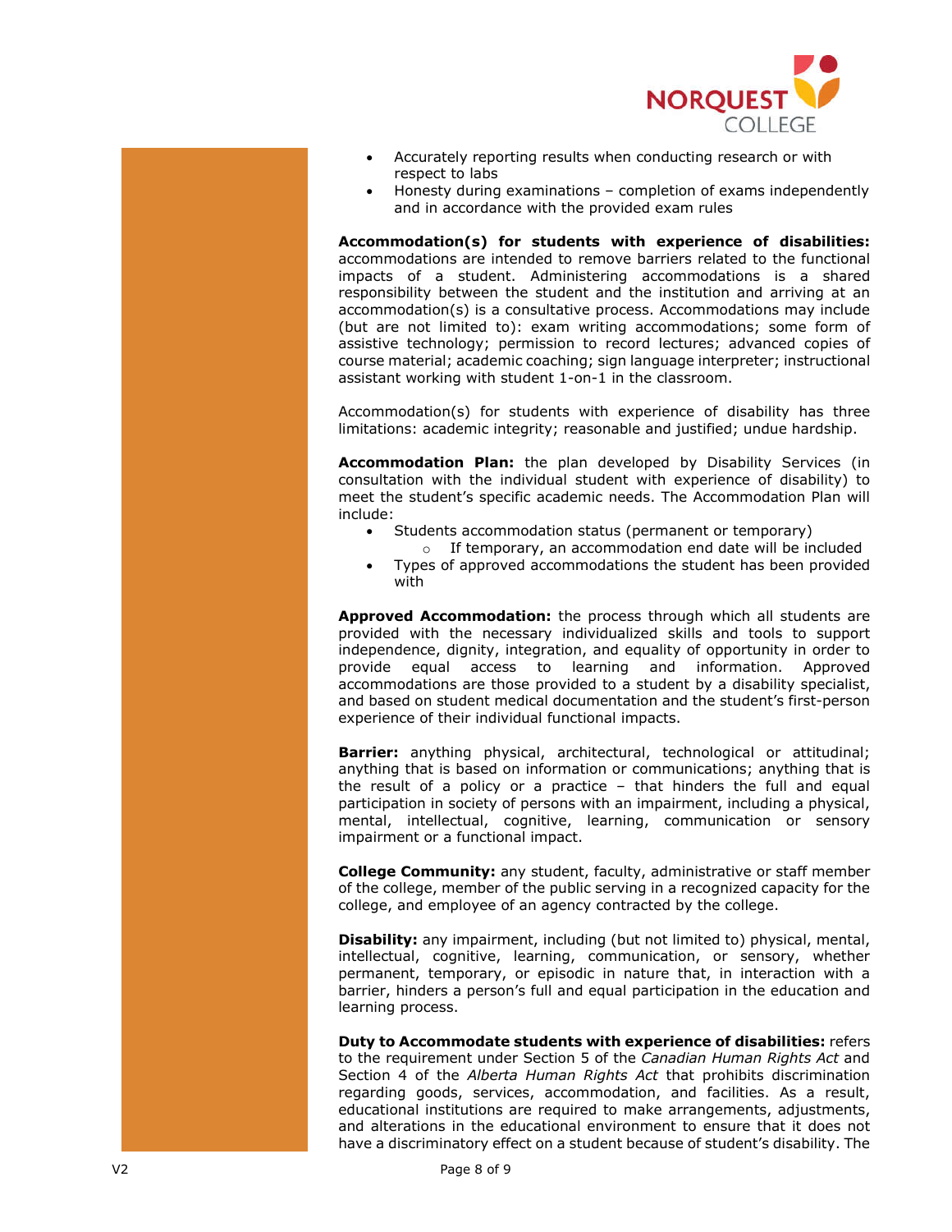- Accurately reporting results when conducting research or with respect to labs
- Honesty during examinations – completion of exams independently and in accordance with the provided exam rules

**Accommodation(s) for students with experience of disabilities:** accommodations are intended to remove barriers related to the functional impacts of a student. Administering accommodations is a shared responsibility between the student and the institution and arriving at an accommodation(s) is a consultative process. Accommodations may include (but are not limited to): exam writing accommodations; some form of assistive technology; permission to record lectures; advanced copies of course material; academic coaching; sign language interpreter; instructional assistant working with student 1-on-1 in the classroom.

Accommodation(s) for students with experience of disability has three limitations: academic integrity; reasonable and justified; undue hardship.

**Accommodation Plan:** the plan developed by Disability Services (in consultation with the individual student with experience of disability) to meet the student's specific academic needs. The Accommodation Plan will include:

- Students accommodation status (permanent or temporary)
  - If temporary, an accommodation end date will be included
- Types of approved accommodations the student has been provided with

**Approved Accommodation:** the process through which all students are provided with the necessary individualized skills and tools to support independence, dignity, integration, and equality of opportunity in order to provide equal access to learning and information. Approved accommodations are those provided to a student by a disability specialist, and based on student medical documentation and the student's first-person experience of their individual functional impacts.

**Barrier:** anything physical, architectural, technological or attitudinal; anything that is based on information or communications; anything that is the result of a policy or a practice – that hinders the full and equal participation in society of persons with an impairment, including a physical, mental, intellectual, cognitive, learning, communication or sensory impairment or a functional impact.

**College Community:** any student, faculty, administrative or staff member of the college, member of the public serving in a recognized capacity for the college, and employee of an agency contracted by the college.

**Disability:** any impairment, including (but not limited to) physical, mental, intellectual, cognitive, learning, communication, or sensory, whether permanent, temporary, or episodic in nature that, in interaction with a barrier, hinders a person's full and equal participation in the education and learning process.

**Duty to Accommodate students with experience of disabilities:** refers to the requirement under Section 5 of the *Canadian Human Rights Act* and Section 4 of the *Alberta Human Rights Act* that prohibits discrimination regarding goods, services, accommodation, and facilities. As a result, educational institutions are required to make arrangements, adjustments, and alterations in the educational environment to ensure that it does not have a discriminatory effect on a student because of student's disability. The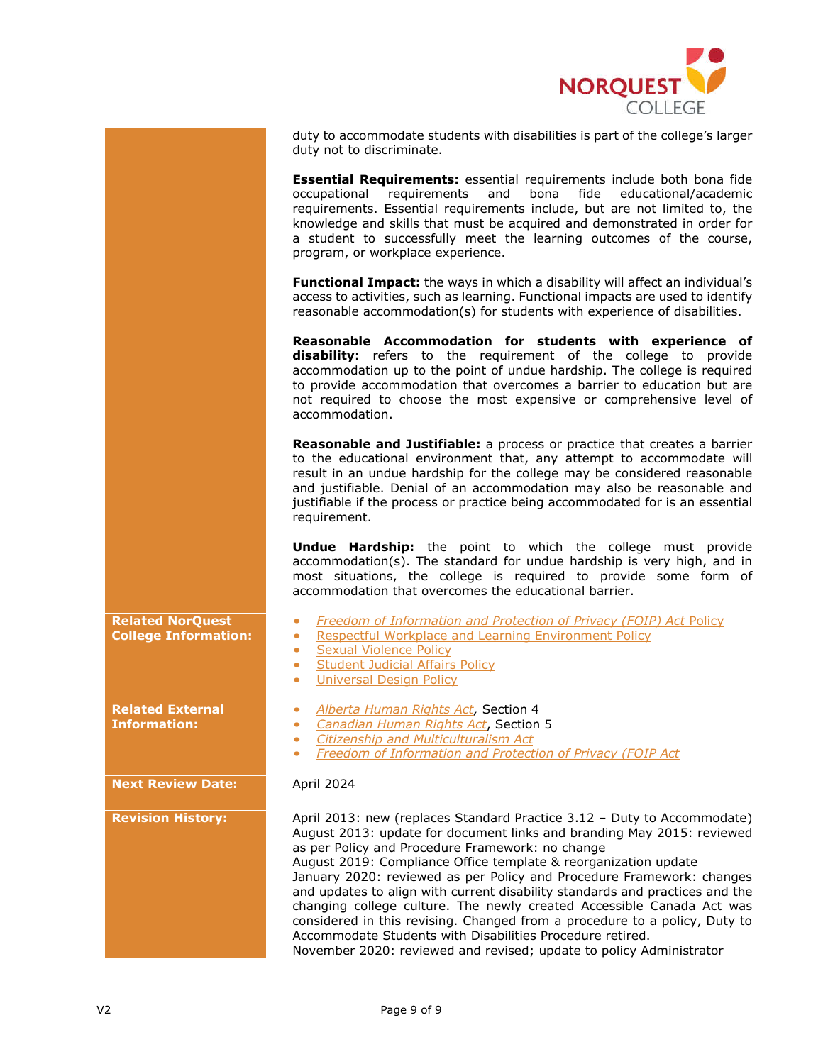duty to accommodate students with disabilities is part of the college's larger duty not to discriminate.

**Essential Requirements:** essential requirements include both bona fide occupational requirements and bona fide educational/academic requirements. Essential requirements include, but are not limited to, the knowledge and skills that must be acquired and demonstrated in order for a student to successfully meet the learning outcomes of the course, program, or workplace experience.

**Functional Impact:** the ways in which a disability will affect an individual's access to activities, such as learning. Functional impacts are used to identify reasonable accommodation(s) for students with experience of disabilities.

**Reasonable Accommodation for students with experience of disability:** refers to the requirement of the college to provide accommodation up to the point of undue hardship. The college is required to provide accommodation that overcomes a barrier to education but are not required to choose the most expensive or comprehensive level of accommodation.

**Reasonable and Justifiable:** a process or practice that creates a barrier to the educational environment that, any attempt to accommodate will result in an undue hardship for the college may be considered reasonable and justifiable. Denial of an accommodation may also be reasonable and justifiable if the process or practice being accommodated for is an essential requirement.

**Undue Hardship:** the point to which the college must provide accommodation(s). The standard for undue hardship is very high, and in most situations, the college is required to provide some form of accommodation that overcomes the educational barrier.

**Related NorQuest College Information:**

- *Freedom of Information and Protection of Privacy (FOIP) Act* Policy
- Respectful Workplace and Learning Environment Policy
- Sexual Violence Policy
- Student Judicial Affairs Policy
- Universal Design Policy

**Related External Information:**

- *Alberta Human Rights Act*, Section 4
- *Canadian Human Rights Act*, Section 5
- *Citizenship and Multiculturalism Act*
- *Freedom of Information and Protection of Privacy (FOIP Act*

**Next Review Date:** April 2024

**Revision History:**

April 2013: new (replaces Standard Practice 3.12 – Duty to Accommodate)
August 2013: update for document links and branding May 2015: reviewed as per Policy and Procedure Framework: no change
August 2019: Compliance Office template & reorganization update
January 2020: reviewed as per Policy and Procedure Framework: changes and updates to align with current disability standards and practices and the changing college culture. The newly created Accessible Canada Act was considered in this revising. Changed from a procedure to a policy, Duty to Accommodate Students with Disabilities Procedure retired.
November 2020: reviewed and revised; update to policy Administrator